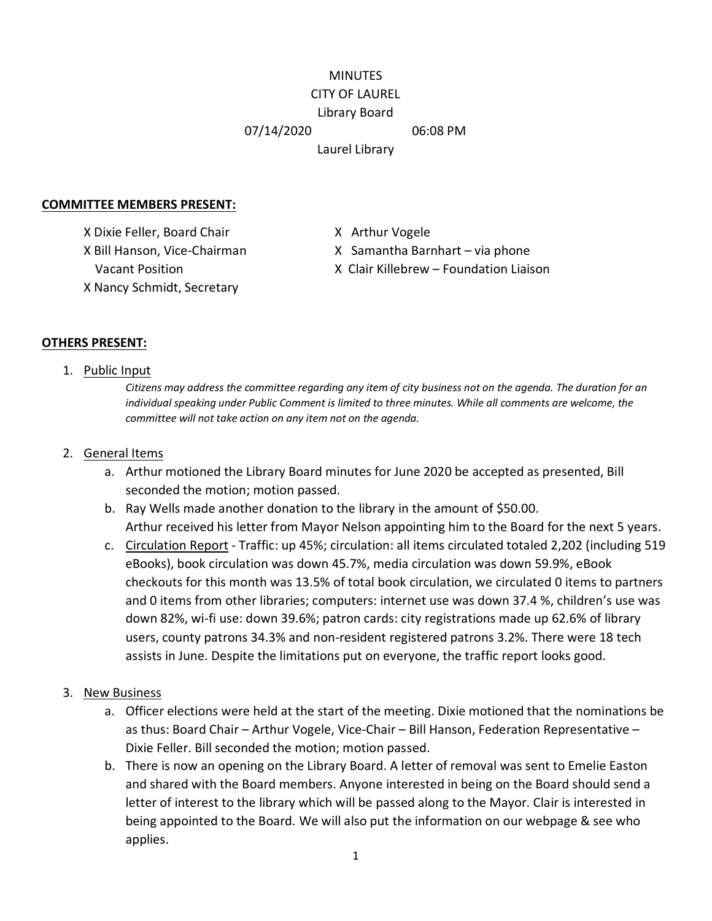MINUTES

CITY OF LAUREL

Library Board

07/14/2020 06:08 PM

Laurel Library

**COMMITTEE MEMBERS PRESENT:**

X Dixie Feller, Board Chair
X Bill Hanson, Vice-Chairman
Vacant Position
X Nancy Schmidt, Secretary
X Arthur Vogele
X Samantha Barnhart – via phone
X Clair Killebrew – Foundation Liaison

**OTHERS PRESENT:**

1. Public Input

   *Citizens may address the committee regarding any item of city business not on the agenda. The duration for an individual speaking under Public Comment is limited to three minutes. While all comments are welcome, the committee will not take action on any item not on the agenda.*

2. General Items
   a. Arthur motioned the Library Board minutes for June 2020 be accepted as presented, Bill seconded the motion; motion passed.
   b. Ray Wells made another donation to the library in the amount of $50.00. Arthur received his letter from Mayor Nelson appointing him to the Board for the next 5 years.
   c. Circulation Report - Traffic: up 45%; circulation: all items circulated totaled 2,202 (including 519 eBooks), book circulation was down 45.7%, media circulation was down 59.9%, eBook checkouts for this month was 13.5% of total book circulation, we circulated 0 items to partners and 0 items from other libraries; computers: internet use was down 37.4 %, children's use was down 82%, wi-fi use: down 39.6%; patron cards: city registrations made up 62.6% of library users, county patrons 34.3% and non-resident registered patrons 3.2%. There were 18 tech assists in June. Despite the limitations put on everyone, the traffic report looks good.

3. New Business
   a. Officer elections were held at the start of the meeting. Dixie motioned that the nominations be as thus: Board Chair – Arthur Vogele, Vice-Chair – Bill Hanson, Federation Representative – Dixie Feller. Bill seconded the motion; motion passed.
   b. There is now an opening on the Library Board. A letter of removal was sent to Emelie Easton and shared with the Board members. Anyone interested in being on the Board should send a letter of interest to the library which will be passed along to the Mayor. Clair is interested in being appointed to the Board. We will also put the information on our webpage & see who applies.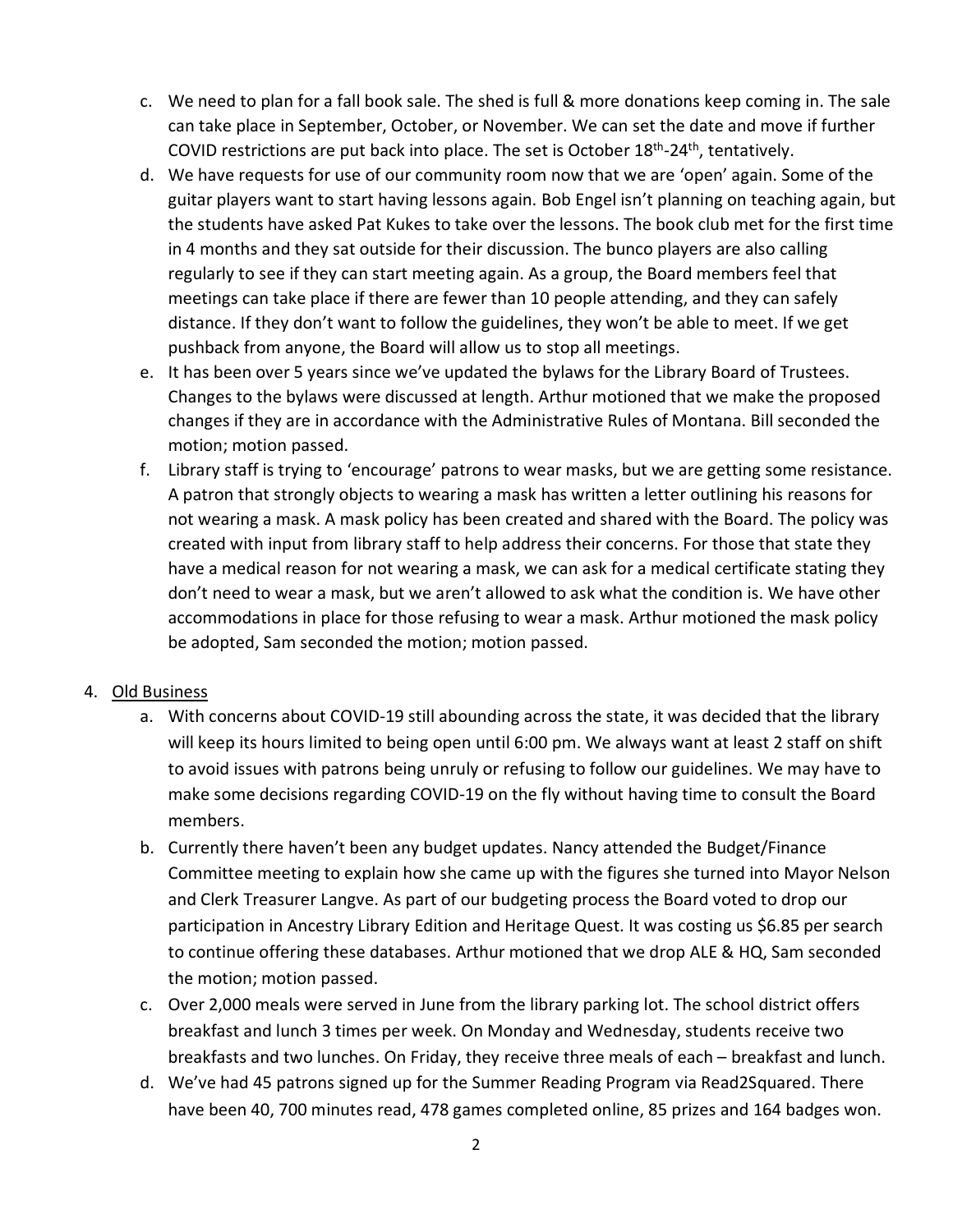c. We need to plan for a fall book sale. The shed is full & more donations keep coming in. The sale can take place in September, October, or November. We can set the date and move if further COVID restrictions are put back into place. The set is October 18th-24th, tentatively.

d. We have requests for use of our community room now that we are 'open' again. Some of the guitar players want to start having lessons again. Bob Engel isn't planning on teaching again, but the students have asked Pat Kukes to take over the lessons. The book club met for the first time in 4 months and they sat outside for their discussion. The bunco players are also calling regularly to see if they can start meeting again. As a group, the Board members feel that meetings can take place if there are fewer than 10 people attending, and they can safely distance. If they don't want to follow the guidelines, they won't be able to meet. If we get pushback from anyone, the Board will allow us to stop all meetings.

e. It has been over 5 years since we've updated the bylaws for the Library Board of Trustees. Changes to the bylaws were discussed at length. Arthur motioned that we make the proposed changes if they are in accordance with the Administrative Rules of Montana. Bill seconded the motion; motion passed.

f. Library staff is trying to 'encourage' patrons to wear masks, but we are getting some resistance. A patron that strongly objects to wearing a mask has written a letter outlining his reasons for not wearing a mask. A mask policy has been created and shared with the Board. The policy was created with input from library staff to help address their concerns. For those that state they have a medical reason for not wearing a mask, we can ask for a medical certificate stating they don't need to wear a mask, but we aren't allowed to ask what the condition is. We have other accommodations in place for those refusing to wear a mask. Arthur motioned the mask policy be adopted, Sam seconded the motion; motion passed.

4. <u>Old Business</u>

a. With concerns about COVID-19 still abounding across the state, it was decided that the library will keep its hours limited to being open until 6:00 pm. We always want at least 2 staff on shift to avoid issues with patrons being unruly or refusing to follow our guidelines. We may have to make some decisions regarding COVID-19 on the fly without having time to consult the Board members.

b. Currently there haven't been any budget updates. Nancy attended the Budget/Finance Committee meeting to explain how she came up with the figures she turned into Mayor Nelson and Clerk Treasurer Langve. As part of our budgeting process the Board voted to drop our participation in Ancestry Library Edition and Heritage Quest. It was costing us $6.85 per search to continue offering these databases. Arthur motioned that we drop ALE & HQ, Sam seconded the motion; motion passed.

c. Over 2,000 meals were served in June from the library parking lot. The school district offers breakfast and lunch 3 times per week. On Monday and Wednesday, students receive two breakfasts and two lunches. On Friday, they receive three meals of each – breakfast and lunch.

d. We've had 45 patrons signed up for the Summer Reading Program via Read2Squared. There have been 40, 700 minutes read, 478 games completed online, 85 prizes and 164 badges won.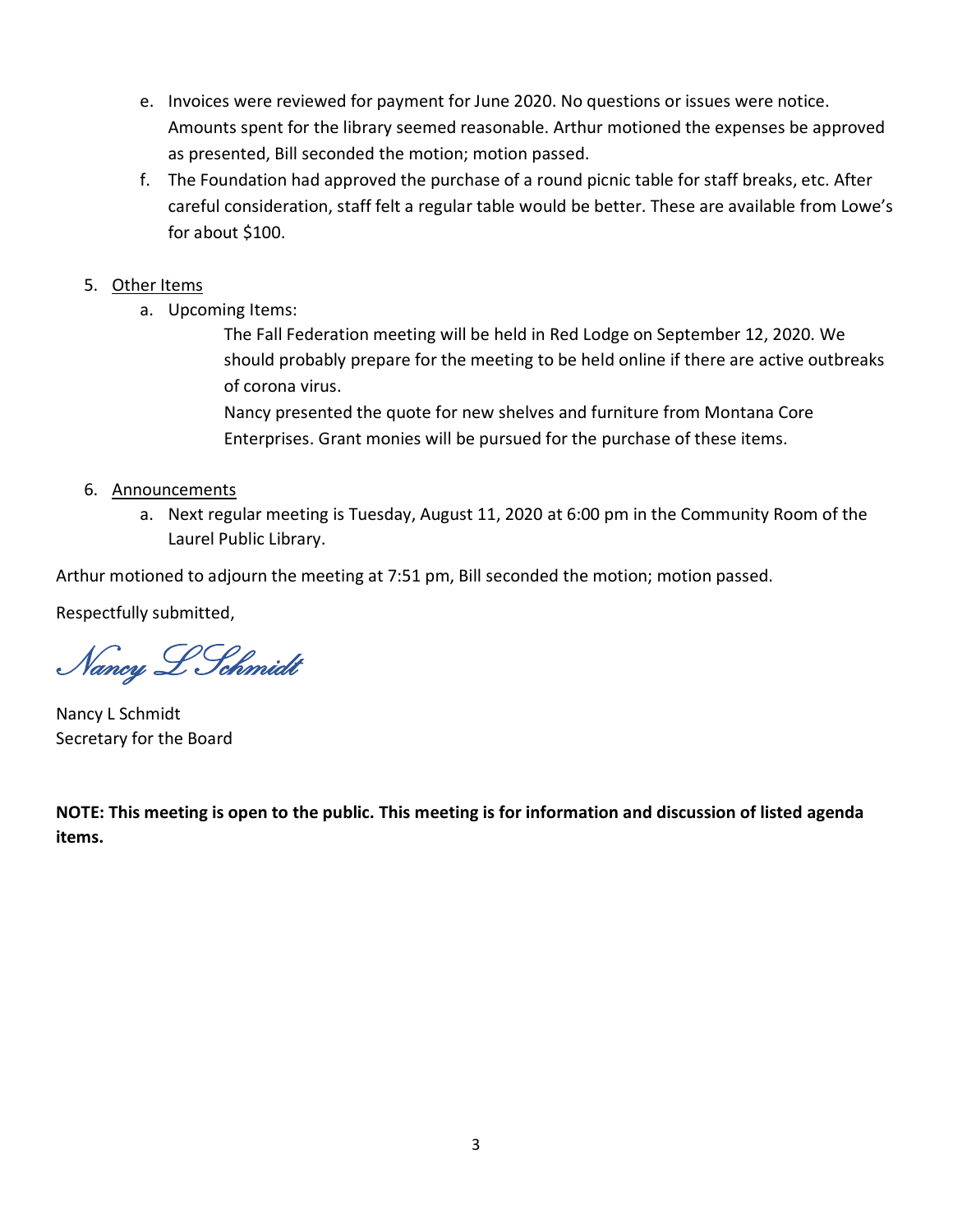e. Invoices were reviewed for payment for June 2020. No questions or issues were notice. Amounts spent for the library seemed reasonable. Arthur motioned the expenses be approved as presented, Bill seconded the motion; motion passed.

f. The Foundation had approved the purchase of a round picnic table for staff breaks, etc. After careful consideration, staff felt a regular table would be better. These are available from Lowe's for about $100.

5. <u>Other Items</u>

   a. Upcoming Items:

      The Fall Federation meeting will be held in Red Lodge on September 12, 2020. We should probably prepare for the meeting to be held online if there are active outbreaks of corona virus.

      Nancy presented the quote for new shelves and furniture from Montana Core Enterprises. Grant monies will be pursued for the purchase of these items.

6. <u>Announcements</u>

   a. Next regular meeting is Tuesday, August 11, 2020 at 6:00 pm in the Community Room of the Laurel Public Library.

Arthur motioned to adjourn the meeting at 7:51 pm, Bill seconded the motion; motion passed.

Respectfully submitted,

*Nancy L Schmidt*

Nancy L Schmidt
Secretary for the Board

**NOTE: This meeting is open to the public. This meeting is for information and discussion of listed agenda items.**